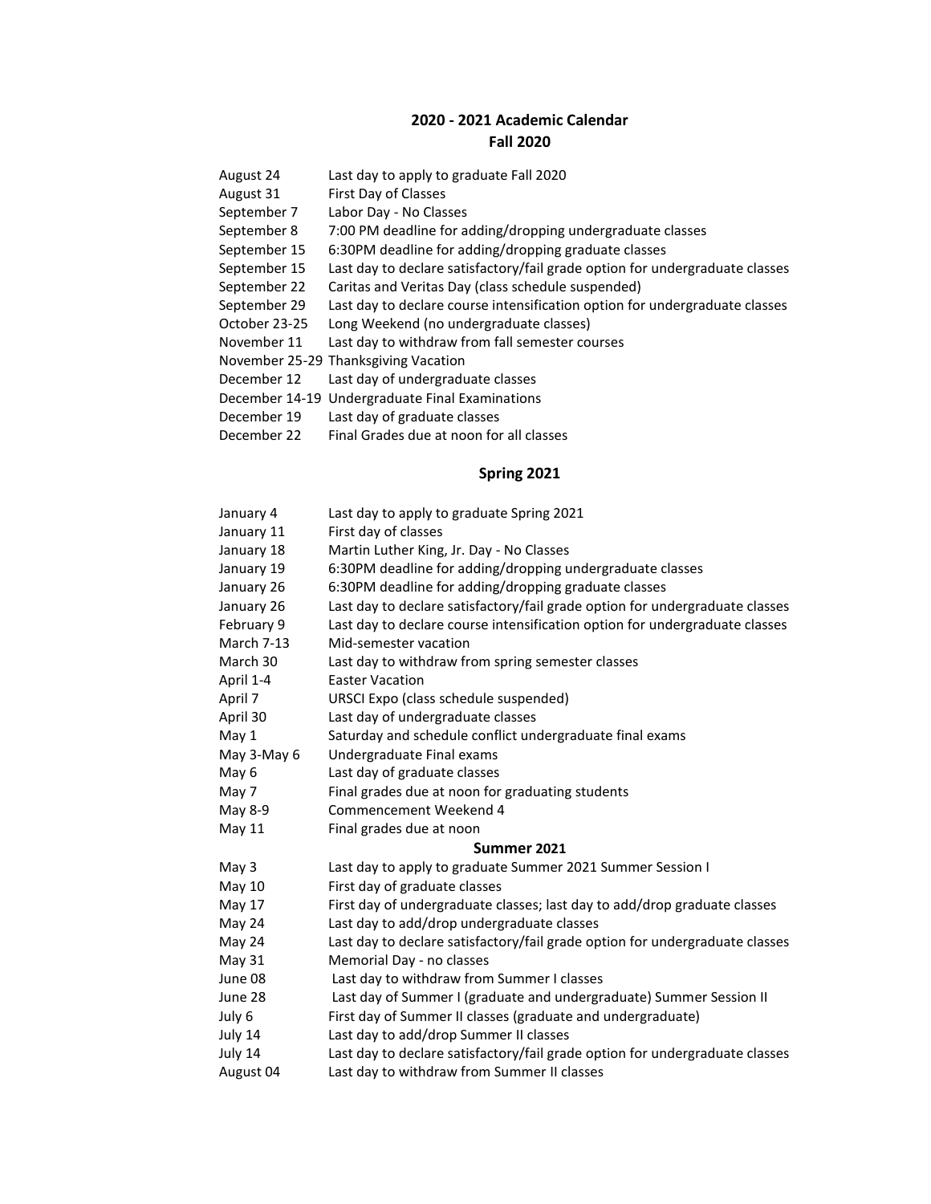# 2020 - 2021 Academic Calendar

## Fall 2020

| | |
|---|---|
| August 24 | Last day to apply to graduate Fall 2020 |
| August 31 | First Day of Classes |
| September 7 | Labor Day - No Classes |
| September 8 | 7:00 PM deadline for adding/dropping undergraduate classes |
| September 15 | 6:30PM deadline for adding/dropping graduate classes |
| September 15 | Last day to declare satisfactory/fail grade option for undergraduate classes |
| September 22 | Caritas and Veritas Day (class schedule suspended) |
| September 29 | Last day to declare course intensification option for undergraduate classes |
| October 23-25 | Long Weekend (no undergraduate classes) |
| November 11 | Last day to withdraw from fall semester courses |
| November 25-29 | Thanksgiving Vacation |
| December 12 | Last day of undergraduate classes |
| December 14-19 | Undergraduate Final Examinations |
| December 19 | Last day of graduate classes |
| December 22 | Final Grades due at noon for all classes |

## Spring 2021

| | |
|---|---|
| January 4 | Last day to apply to graduate Spring 2021 |
| January 11 | First day of classes |
| January 18 | Martin Luther King, Jr. Day - No Classes |
| January 19 | 6:30PM deadline for adding/dropping undergraduate classes |
| January 26 | 6:30PM deadline for adding/dropping graduate classes |
| January 26 | Last day to declare satisfactory/fail grade option for undergraduate classes |
| February 9 | Last day to declare course intensification option for undergraduate classes |
| March 7-13 | Mid-semester vacation |
| March 30 | Last day to withdraw from spring semester classes |
| April 1-4 | Easter Vacation |
| April 7 | URSCI Expo (class schedule suspended) |
| April 30 | Last day of undergraduate classes |
| May 1 | Saturday and schedule conflict undergraduate final exams |
| May 3-May 6 | Undergraduate Final exams |
| May 6 | Last day of graduate classes |
| May 7 | Final grades due at noon for graduating students |
| May 8-9 | Commencement Weekend 4 |
| May 11 | Final grades due at noon |

## Summer 2021

| | |
|---|---|
| May 3 | Last day to apply to graduate Summer 2021 Summer Session I |
| May 10 | First day of graduate classes |
| May 17 | First day of undergraduate classes; last day to add/drop graduate classes |
| May 24 | Last day to add/drop undergraduate classes |
| May 24 | Last day to declare satisfactory/fail grade option for undergraduate classes |
| May 31 | Memorial Day - no classes |
| June 08 | Last day to withdraw from Summer I classes |
| June 28 | Last day of Summer I (graduate and undergraduate) Summer Session II |
| July 6 | First day of Summer II classes (graduate and undergraduate) |
| July 14 | Last day to add/drop Summer II classes |
| July 14 | Last day to declare satisfactory/fail grade option for undergraduate classes |
| August 04 | Last day to withdraw from Summer II classes |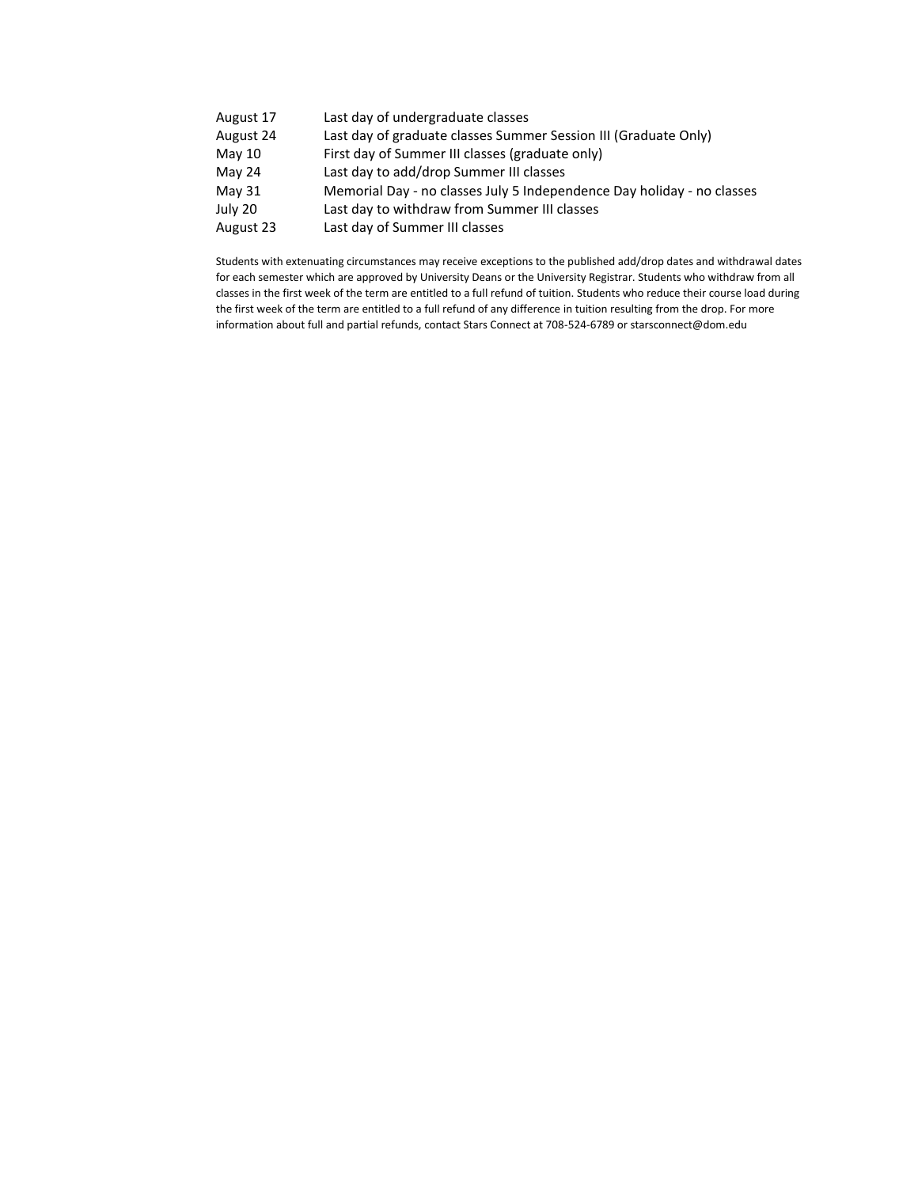| | |
|---|---|
| August 17 | Last day of undergraduate classes |
| August 24 | Last day of graduate classes Summer Session III (Graduate Only) |
| May 10 | First day of Summer III classes (graduate only) |
| May 24 | Last day to add/drop Summer III classes |
| May 31 | Memorial Day - no classes July 5 Independence Day holiday - no classes |
| July 20 | Last day to withdraw from Summer III classes |
| August 23 | Last day of Summer III classes |

Students with extenuating circumstances may receive exceptions to the published add/drop dates and withdrawal dates for each semester which are approved by University Deans or the University Registrar. Students who withdraw from all classes in the first week of the term are entitled to a full refund of tuition. Students who reduce their course load during the first week of the term are entitled to a full refund of any difference in tuition resulting from the drop. For more information about full and partial refunds, contact Stars Connect at 708-524-6789 or starsconnect@dom.edu